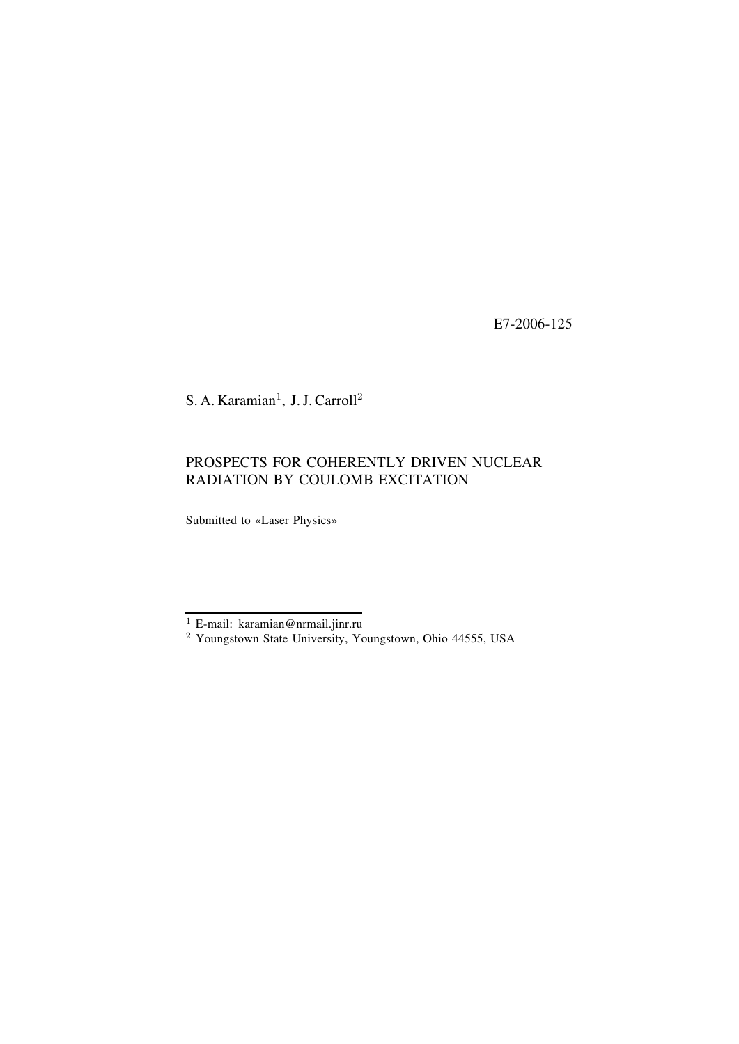E7-2006-125

S. A. Karamian[1], J. J. Carroll[2]

# PROSPECTS FOR COHERENTLY DRIVEN NUCLEAR RADIATION BY COULOMB EXCITATION

Submitted to «Laser Physics»

---

[1] E-mail: karamian@nrmail.jinr.ru

[2] Youngstown State University, Youngstown, Ohio 44555, USA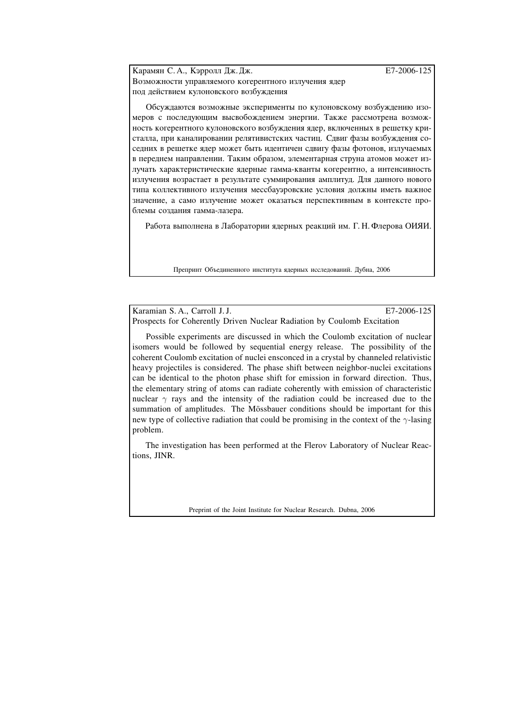Карамян С. А., Кэрролл Дж. Дж. E7-2006-125

Возможности управляемого когерентного излучения ядер под действием кулоновского возбуждения

Обсуждаются возможные эксперименты по кулоновскому возбуждению изомеров с последующим высвобождением энергии. Также рассмотрена возможность когерентного кулоновского возбуждения ядер, включенных в решетку кристалла, при каналировании релятивистских частиц. Сдвиг фазы возбуждения соседних в решетке ядер может быть идентичен сдвигу фазы фотонов, излучаемых в переднем направлении. Таким образом, элементарная струна атомов может излучать характеристические ядерные гамма-кванты когерентно, а интенсивность излучения возрастает в результате суммирования амплитуд. Для данного нового типа коллективного излучения мессбауэровские условия должны иметь важное значение, а само излучение может оказаться перспективным в контексте проблемы создания гамма-лазера.

Работа выполнена в Лаборатории ядерных реакций им. Г. Н. Флерова ОИЯИ.

Препринт Объединенного института ядерных исследований. Дубна, 2006

---

Karamian S. A., Carroll J. J. E7-2006-125

Prospects for Coherently Driven Nuclear Radiation by Coulomb Excitation

Possible experiments are discussed in which the Coulomb excitation of nuclear isomers would be followed by sequential energy release. The possibility of the coherent Coulomb excitation of nuclei ensconced in a crystal by channeled relativistic heavy projectiles is considered. The phase shift between neighbor-nuclei excitations can be identical to the photon phase shift for emission in forward direction. Thus, the elementary string of atoms can radiate coherently with emission of characteristic nuclear $\gamma$ rays and the intensity of the radiation could be increased due to the summation of amplitudes. The Mössbauer conditions should be important for this new type of collective radiation that could be promising in the context of the $\gamma$-lasing problem.

The investigation has been performed at the Flerov Laboratory of Nuclear Reactions, JINR.

Preprint of the Joint Institute for Nuclear Research. Dubna, 2006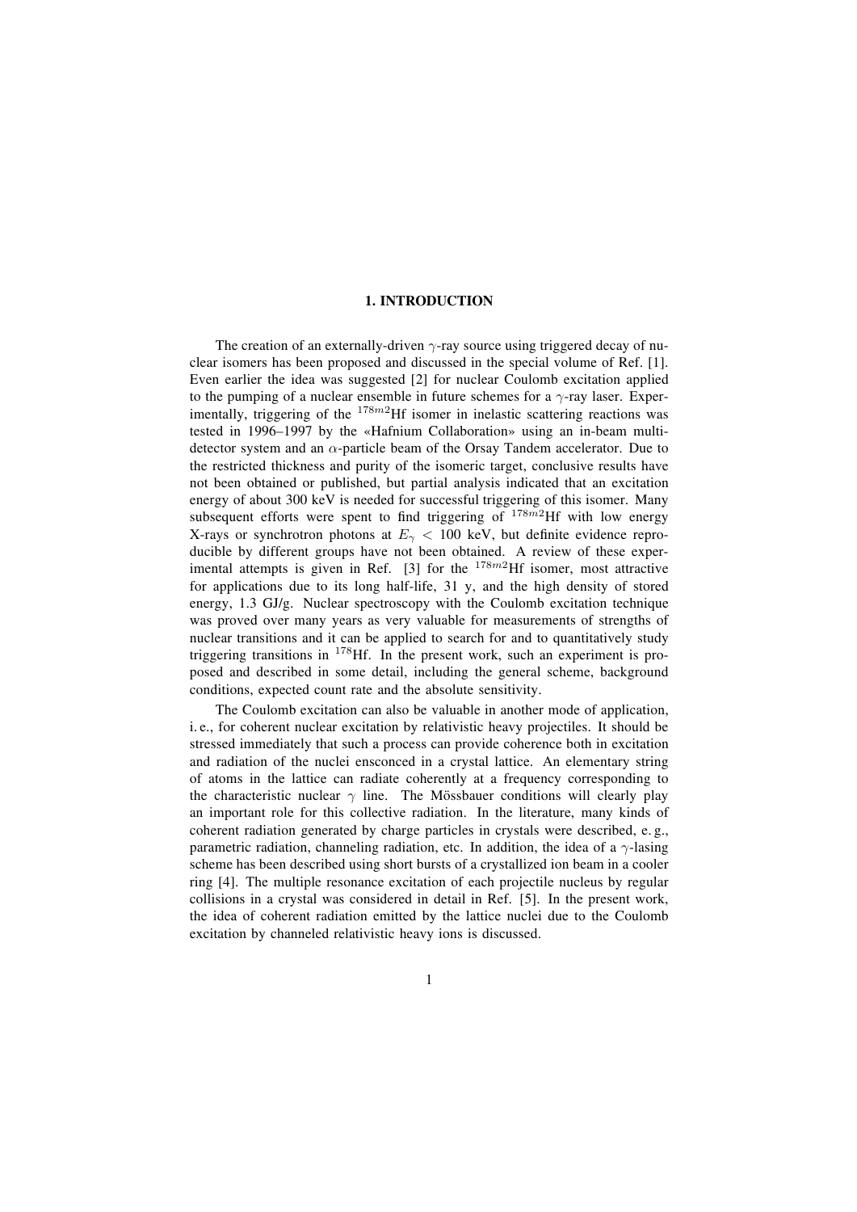## 1. INTRODUCTION

The creation of an externally-driven $\gamma$-ray source using triggered decay of nuclear isomers has been proposed and discussed in the special volume of Ref. [1]. Even earlier the idea was suggested [2] for nuclear Coulomb excitation applied to the pumping of a nuclear ensemble in future schemes for a $\gamma$-ray laser. Experimentally, triggering of the $^{178m2}$Hf isomer in inelastic scattering reactions was tested in 1996–1997 by the «Hafnium Collaboration» using an in-beam multi-detector system and an $\alpha$-particle beam of the Orsay Tandem accelerator. Due to the restricted thickness and purity of the isomeric target, conclusive results have not been obtained or published, but partial analysis indicated that an excitation energy of about 300 keV is needed for successful triggering of this isomer. Many subsequent efforts were spent to find triggering of $^{178m2}$Hf with low energy X-rays or synchrotron photons at $E_\gamma < 100$ keV, but definite evidence reproducible by different groups have not been obtained. A review of these experimental attempts is given in Ref. [3] for the $^{178m2}$Hf isomer, most attractive for applications due to its long half-life, 31 y, and the high density of stored energy, 1.3 GJ/g. Nuclear spectroscopy with the Coulomb excitation technique was proved over many years as very valuable for measurements of strengths of nuclear transitions and it can be applied to search for and to quantitatively study triggering transitions in $^{178}$Hf. In the present work, such an experiment is proposed and described in some detail, including the general scheme, background conditions, expected count rate and the absolute sensitivity.

The Coulomb excitation can also be valuable in another mode of application, i. e., for coherent nuclear excitation by relativistic heavy projectiles. It should be stressed immediately that such a process can provide coherence both in excitation and radiation of the nuclei ensconced in a crystal lattice. An elementary string of atoms in the lattice can radiate coherently at a frequency corresponding to the characteristic nuclear $\gamma$ line. The Mössbauer conditions will clearly play an important role for this collective radiation. In the literature, many kinds of coherent radiation generated by charge particles in crystals were described, e. g., parametric radiation, channeling radiation, etc. In addition, the idea of a $\gamma$-lasing scheme has been described using short bursts of a crystallized ion beam in a cooler ring [4]. The multiple resonance excitation of each projectile nucleus by regular collisions in a crystal was considered in detail in Ref. [5]. In the present work, the idea of coherent radiation emitted by the lattice nuclei due to the Coulomb excitation by channeled relativistic heavy ions is discussed.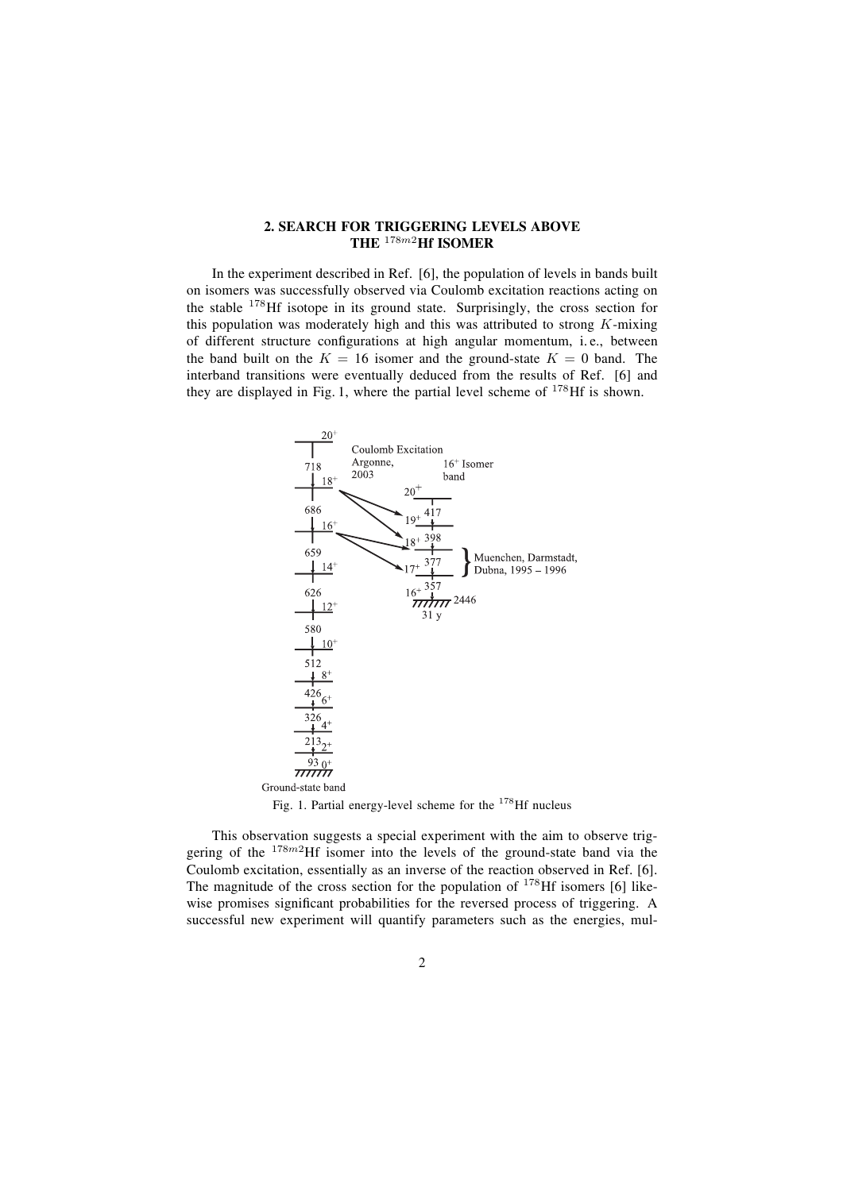## 2. SEARCH FOR TRIGGERING LEVELS ABOVE THE $^{178m2}$Hf ISOMER

In the experiment described in Ref. [6], the population of levels in bands built on isomers was successfully observed via Coulomb excitation reactions acting on the stable $^{178}$Hf isotope in its ground state. Surprisingly, the cross section for this population was moderately high and this was attributed to strong $K$-mixing of different structure configurations at high angular momentum, i. e., between the band built on the $K = 16$ isomer and the ground-state $K = 0$ band. The interband transitions were eventually deduced from the results of Ref. [6] and they are displayed in Fig. 1, where the partial level scheme of $^{178}$Hf is shown.

Fig. 1. Partial energy-level scheme for the $^{178}$Hf nucleus

This observation suggests a special experiment with the aim to observe triggering of the $^{178m2}$Hf isomer into the levels of the ground-state band via the Coulomb excitation, essentially as an inverse of the reaction observed in Ref. [6]. The magnitude of the cross section for the population of $^{178}$Hf isomers [6] likewise promises significant probabilities for the reversed process of triggering. A successful new experiment will quantify parameters such as the energies, mul-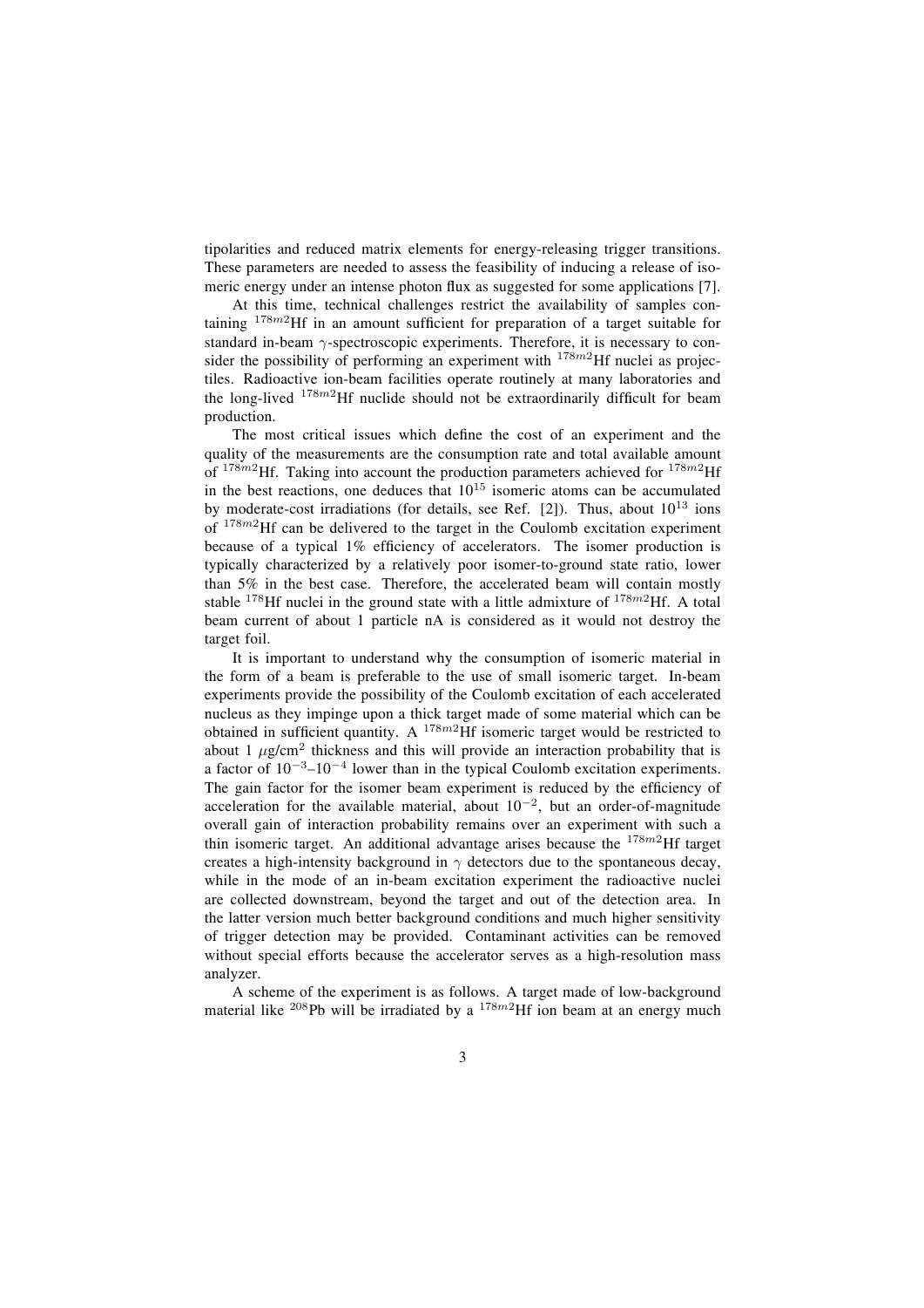tipolarities and reduced matrix elements for energy-releasing trigger transitions. These parameters are needed to assess the feasibility of inducing a release of isomeric energy under an intense photon flux as suggested for some applications [7].

At this time, technical challenges restrict the availability of samples containing $^{178m2}$Hf in an amount sufficient for preparation of a target suitable for standard in-beam $\gamma$-spectroscopic experiments. Therefore, it is necessary to consider the possibility of performing an experiment with $^{178m2}$Hf nuclei as projectiles. Radioactive ion-beam facilities operate routinely at many laboratories and the long-lived $^{178m2}$Hf nuclide should not be extraordinarily difficult for beam production.

The most critical issues which define the cost of an experiment and the quality of the measurements are the consumption rate and total available amount of $^{178m2}$Hf. Taking into account the production parameters achieved for $^{178m2}$Hf in the best reactions, one deduces that $10^{15}$ isomeric atoms can be accumulated by moderate-cost irradiations (for details, see Ref. [2]). Thus, about $10^{13}$ ions of $^{178m2}$Hf can be delivered to the target in the Coulomb excitation experiment because of a typical 1% efficiency of accelerators. The isomer production is typically characterized by a relatively poor isomer-to-ground state ratio, lower than 5% in the best case. Therefore, the accelerated beam will contain mostly stable $^{178}$Hf nuclei in the ground state with a little admixture of $^{178m2}$Hf. A total beam current of about 1 particle nA is considered as it would not destroy the target foil.

It is important to understand why the consumption of isomeric material in the form of a beam is preferable to the use of small isomeric target. In-beam experiments provide the possibility of the Coulomb excitation of each accelerated nucleus as they impinge upon a thick target made of some material which can be obtained in sufficient quantity. A $^{178m2}$Hf isomeric target would be restricted to about 1 $\mu$g/cm$^2$ thickness and this will provide an interaction probability that is a factor of $10^{-3}$–$10^{-4}$ lower than in the typical Coulomb excitation experiments. The gain factor for the isomer beam experiment is reduced by the efficiency of acceleration for the available material, about $10^{-2}$, but an order-of-magnitude overall gain of interaction probability remains over an experiment with such a thin isomeric target. An additional advantage arises because the $^{178m2}$Hf target creates a high-intensity background in $\gamma$ detectors due to the spontaneous decay, while in the mode of an in-beam excitation experiment the radioactive nuclei are collected downstream, beyond the target and out of the detection area. In the latter version much better background conditions and much higher sensitivity of trigger detection may be provided. Contaminant activities can be removed without special efforts because the accelerator serves as a high-resolution mass analyzer.

A scheme of the experiment is as follows. A target made of low-background material like $^{208}$Pb will be irradiated by a $^{178m2}$Hf ion beam at an energy much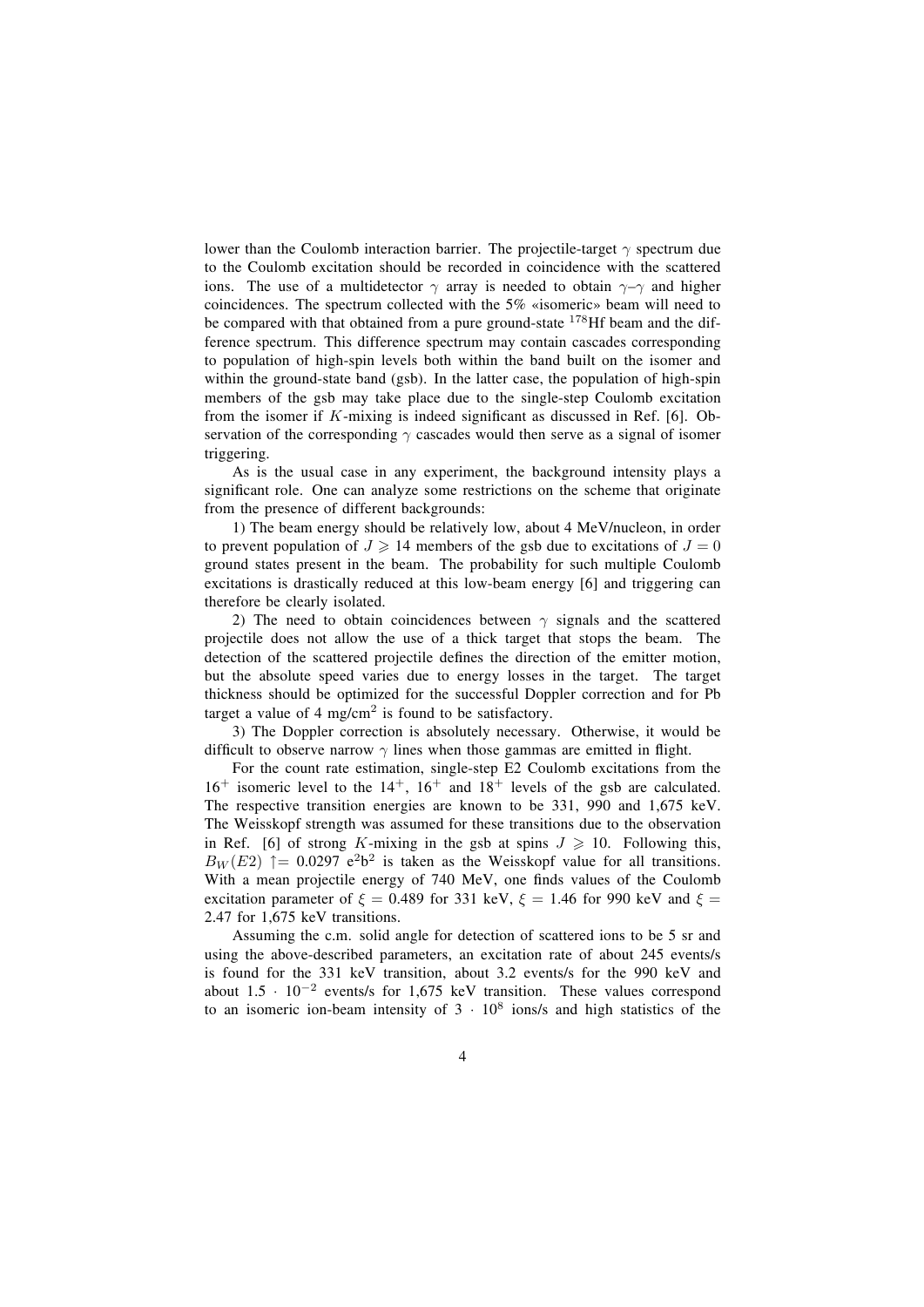lower than the Coulomb interaction barrier. The projectile-target $\gamma$ spectrum due to the Coulomb excitation should be recorded in coincidence with the scattered ions. The use of a multidetector $\gamma$ array is needed to obtain $\gamma$–$\gamma$ and higher coincidences. The spectrum collected with the 5% «isomeric» beam will need to be compared with that obtained from a pure ground-state $^{178}$Hf beam and the difference spectrum. This difference spectrum may contain cascades corresponding to population of high-spin levels both within the band built on the isomer and within the ground-state band (gsb). In the latter case, the population of high-spin members of the gsb may take place due to the single-step Coulomb excitation from the isomer if $K$-mixing is indeed significant as discussed in Ref. [6]. Observation of the corresponding $\gamma$ cascades would then serve as a signal of isomer triggering.

As is the usual case in any experiment, the background intensity plays a significant role. One can analyze some restrictions on the scheme that originate from the presence of different backgrounds:

1) The beam energy should be relatively low, about 4 MeV/nucleon, in order to prevent population of $J \geqslant 14$ members of the gsb due to excitations of $J = 0$ ground states present in the beam. The probability for such multiple Coulomb excitations is drastically reduced at this low-beam energy [6] and triggering can therefore be clearly isolated.

2) The need to obtain coincidences between $\gamma$ signals and the scattered projectile does not allow the use of a thick target that stops the beam. The detection of the scattered projectile defines the direction of the emitter motion, but the absolute speed varies due to energy losses in the target. The target thickness should be optimized for the successful Doppler correction and for Pb target a value of 4 mg/cm$^2$ is found to be satisfactory.

3) The Doppler correction is absolutely necessary. Otherwise, it would be difficult to observe narrow $\gamma$ lines when those gammas are emitted in flight.

For the count rate estimation, single-step E2 Coulomb excitations from the $16^+$ isomeric level to the $14^+$, $16^+$ and $18^+$ levels of the gsb are calculated. The respective transition energies are known to be 331, 990 and 1,675 keV. The Weisskopf strength was assumed for these transitions due to the observation in Ref. [6] of strong $K$-mixing in the gsb at spins $J \geqslant 10$. Following this, $B_W(E2) \uparrow = 0.0297$ e$^2$b$^2$ is taken as the Weisskopf value for all transitions. With a mean projectile energy of 740 MeV, one finds values of the Coulomb excitation parameter of $\xi = 0.489$ for 331 keV, $\xi = 1.46$ for 990 keV and $\xi = 2.47$ for 1,675 keV transitions.

Assuming the c.m. solid angle for detection of scattered ions to be 5 sr and using the above-described parameters, an excitation rate of about 245 events/s is found for the 331 keV transition, about 3.2 events/s for the 990 keV and about $1.5 \cdot 10^{-2}$ events/s for 1,675 keV transition. These values correspond to an isomeric ion-beam intensity of $3 \cdot 10^8$ ions/s and high statistics of the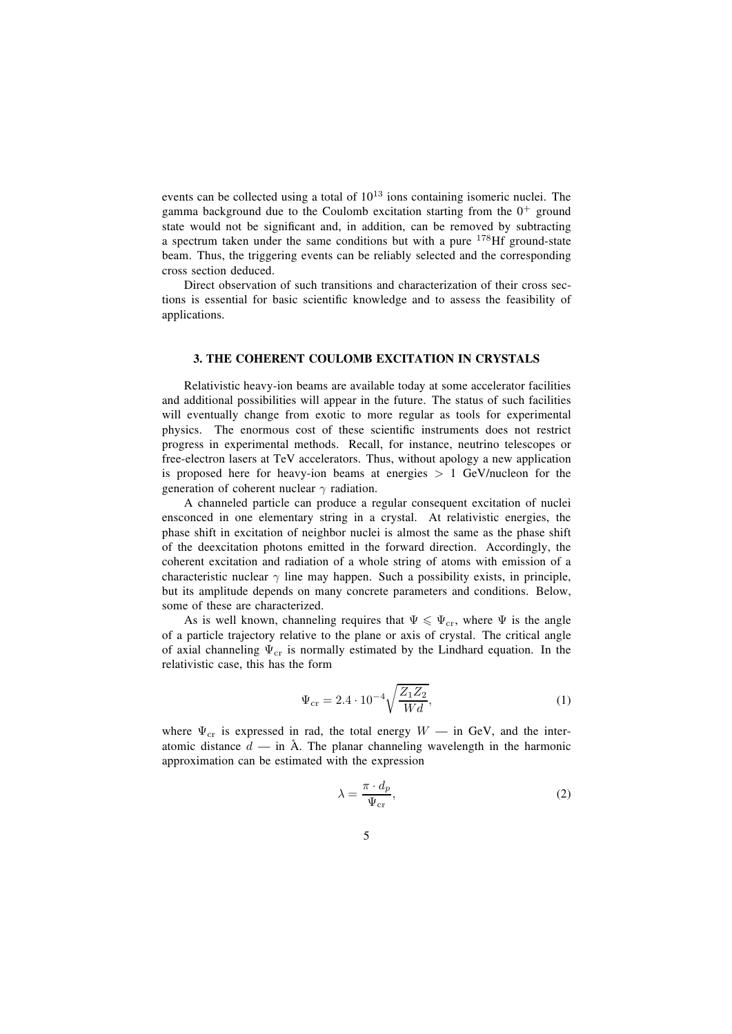events can be collected using a total of $10^{13}$ ions containing isomeric nuclei. The gamma background due to the Coulomb excitation starting from the $0^+$ ground state would not be significant and, in addition, can be removed by subtracting a spectrum taken under the same conditions but with a pure $^{178}$Hf ground-state beam. Thus, the triggering events can be reliably selected and the corresponding cross section deduced.

Direct observation of such transitions and characterization of their cross sections is essential for basic scientific knowledge and to assess the feasibility of applications.

## 3. THE COHERENT COULOMB EXCITATION IN CRYSTALS

Relativistic heavy-ion beams are available today at some accelerator facilities and additional possibilities will appear in the future. The status of such facilities will eventually change from exotic to more regular as tools for experimental physics. The enormous cost of these scientific instruments does not restrict progress in experimental methods. Recall, for instance, neutrino telescopes or free-electron lasers at TeV accelerators. Thus, without apology a new application is proposed here for heavy-ion beams at energies $> 1$ GeV/nucleon for the generation of coherent nuclear $\gamma$ radiation.

A channeled particle can produce a regular consequent excitation of nuclei ensconced in one elementary string in a crystal. At relativistic energies, the phase shift in excitation of neighbor nuclei is almost the same as the phase shift of the deexcitation photons emitted in the forward direction. Accordingly, the coherent excitation and radiation of a whole string of atoms with emission of a characteristic nuclear $\gamma$ line may happen. Such a possibility exists, in principle, but its amplitude depends on many concrete parameters and conditions. Below, some of these are characterized.

As is well known, channeling requires that $\Psi \leqslant \Psi_{\rm cr}$, where $\Psi$ is the angle of a particle trajectory relative to the plane or axis of crystal. The critical angle of axial channeling $\Psi_{\rm cr}$ is normally estimated by the Lindhard equation. In the relativistic case, this has the form

$$\Psi_{\rm cr} = 2.4 \cdot 10^{-4} \sqrt{\frac{Z_1 Z_2}{W d}}, \tag{1}$$

where $\Psi_{\rm cr}$ is expressed in rad, the total energy $W$ — in GeV, and the interatomic distance $d$ — in Å. The planar channeling wavelength in the harmonic approximation can be estimated with the expression

$$\lambda = \frac{\pi \cdot d_p}{\Psi_{\rm cr}}, \tag{2}$$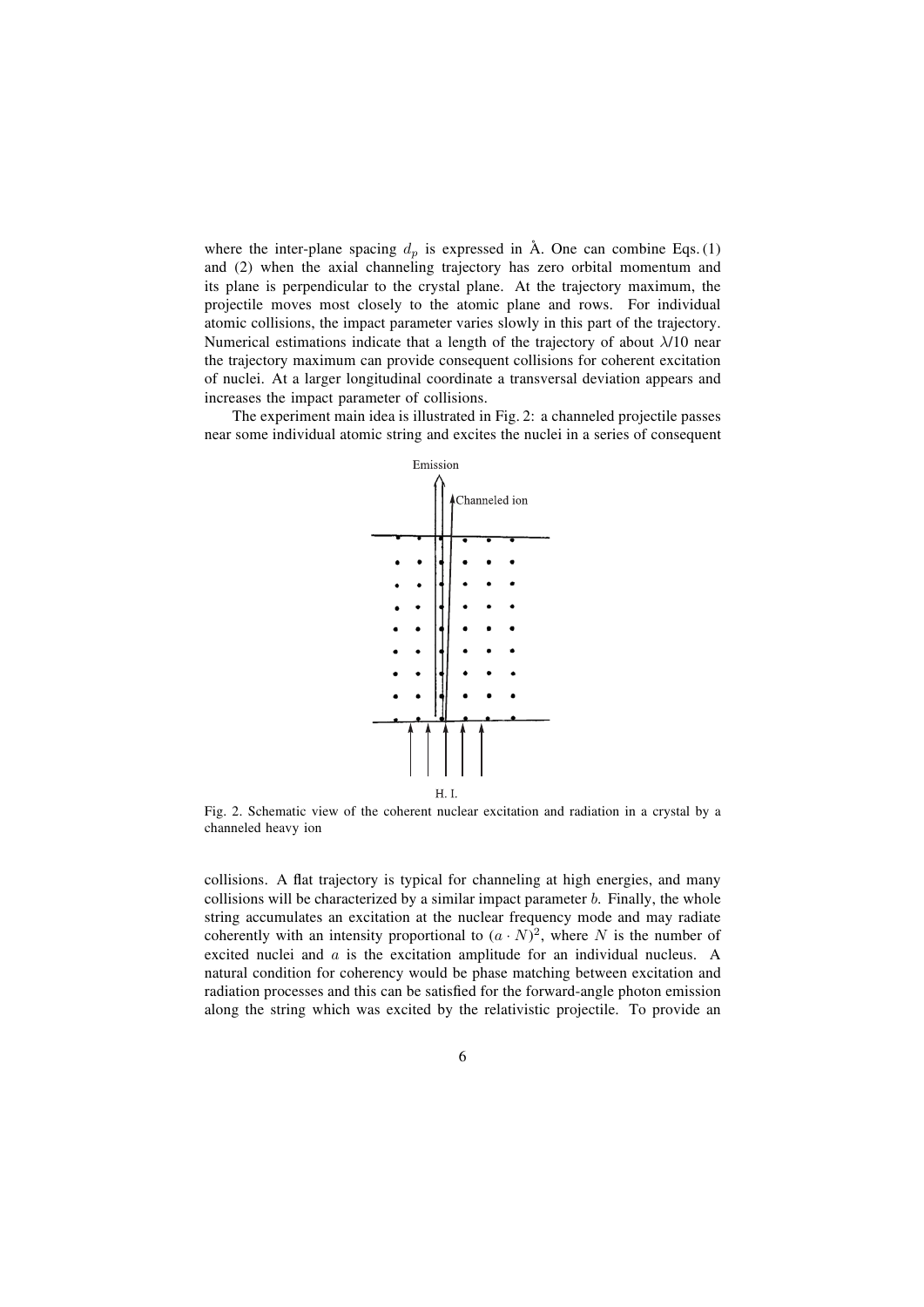where the inter-plane spacing $d_p$ is expressed in Å. One can combine Eqs. (1) and (2) when the axial channeling trajectory has zero orbital momentum and its plane is perpendicular to the crystal plane. At the trajectory maximum, the projectile moves most closely to the atomic plane and rows. For individual atomic collisions, the impact parameter varies slowly in this part of the trajectory. Numerical estimations indicate that a length of the trajectory of about $\lambda/10$ near the trajectory maximum can provide consequent collisions for coherent excitation of nuclei. At a larger longitudinal coordinate a transversal deviation appears and increases the impact parameter of collisions.

The experiment main idea is illustrated in Fig. 2: a channeled projectile passes near some individual atomic string and excites the nuclei in a series of consequent collisions. A flat trajectory is typical for channeling at high energies, and many collisions will be characterized by a similar impact parameter $b$. Finally, the whole string accumulates an excitation at the nuclear frequency mode and may radiate coherently with an intensity proportional to $(a \cdot N)^2$, where $N$ is the number of excited nuclei and $a$ is the excitation amplitude for an individual nucleus. A natural condition for coherency would be phase matching between excitation and radiation processes and this can be satisfied for the forward-angle photon emission along the string which was excited by the relativistic projectile. To provide an

Fig. 2. Schematic view of the coherent nuclear excitation and radiation in a crystal by a channeled heavy ion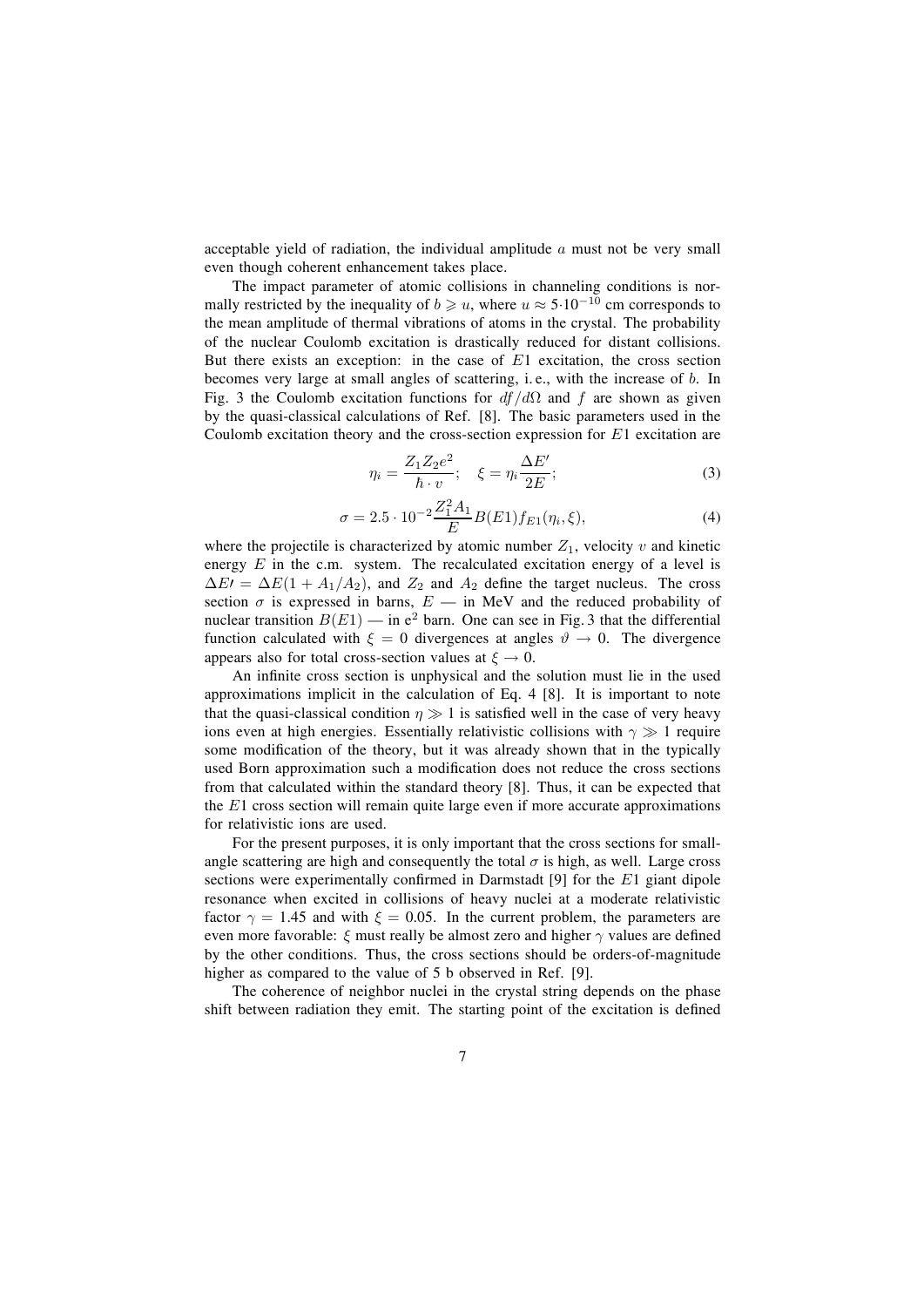acceptable yield of radiation, the individual amplitude $a$ must not be very small even though coherent enhancement takes place.

The impact parameter of atomic collisions in channeling conditions is normally restricted by the inequality of $b \geqslant u$, where $u \approx 5 \cdot 10^{-10}$ cm corresponds to the mean amplitude of thermal vibrations of atoms in the crystal. The probability of the nuclear Coulomb excitation is drastically reduced for distant collisions. But there exists an exception: in the case of $E1$ excitation, the cross section becomes very large at small angles of scattering, i. e., with the increase of $b$. In Fig. 3 the Coulomb excitation functions for $df/d\Omega$ and $f$ are shown as given by the quasi-classical calculations of Ref. [8]. The basic parameters used in the Coulomb excitation theory and the cross-section expression for $E1$ excitation are

$$\eta_i = \frac{Z_1 Z_2 e^2}{\hbar \cdot v}; \quad \xi = \eta_i \frac{\Delta E'}{2E}; \tag{3}$$

$$\sigma = 2.5 \cdot 10^{-2} \frac{Z_1^2 A_1}{E} B(E1) f_{E1}(\eta_i, \xi), \tag{4}$$

where the projectile is characterized by atomic number $Z_1$, velocity $v$ and kinetic energy $E$ in the c.m. system. The recalculated excitation energy of a level is $\Delta E\prime = \Delta E(1 + A_1/A_2)$, and $Z_2$ and $A_2$ define the target nucleus. The cross section $\sigma$ is expressed in barns, $E$ — in MeV and the reduced probability of nuclear transition $B(E1)$ — in $\mathrm{e}^2$ barn. One can see in Fig. 3 that the differential function calculated with $\xi = 0$ divergences at angles $\vartheta \to 0$. The divergence appears also for total cross-section values at $\xi \to 0$.

An infinite cross section is unphysical and the solution must lie in the used approximations implicit in the calculation of Eq. 4 [8]. It is important to note that the quasi-classical condition $\eta \gg 1$ is satisfied well in the case of very heavy ions even at high energies. Essentially relativistic collisions with $\gamma \gg 1$ require some modification of the theory, but it was already shown that in the typically used Born approximation such a modification does not reduce the cross sections from that calculated within the standard theory [8]. Thus, it can be expected that the $E1$ cross section will remain quite large even if more accurate approximations for relativistic ions are used.

For the present purposes, it is only important that the cross sections for small-angle scattering are high and consequently the total $\sigma$ is high, as well. Large cross sections were experimentally confirmed in Darmstadt [9] for the $E1$ giant dipole resonance when excited in collisions of heavy nuclei at a moderate relativistic factor $\gamma = 1.45$ and with $\xi = 0.05$. In the current problem, the parameters are even more favorable: $\xi$ must really be almost zero and higher $\gamma$ values are defined by the other conditions. Thus, the cross sections should be orders-of-magnitude higher as compared to the value of 5 b observed in Ref. [9].

The coherence of neighbor nuclei in the crystal string depends on the phase shift between radiation they emit. The starting point of the excitation is defined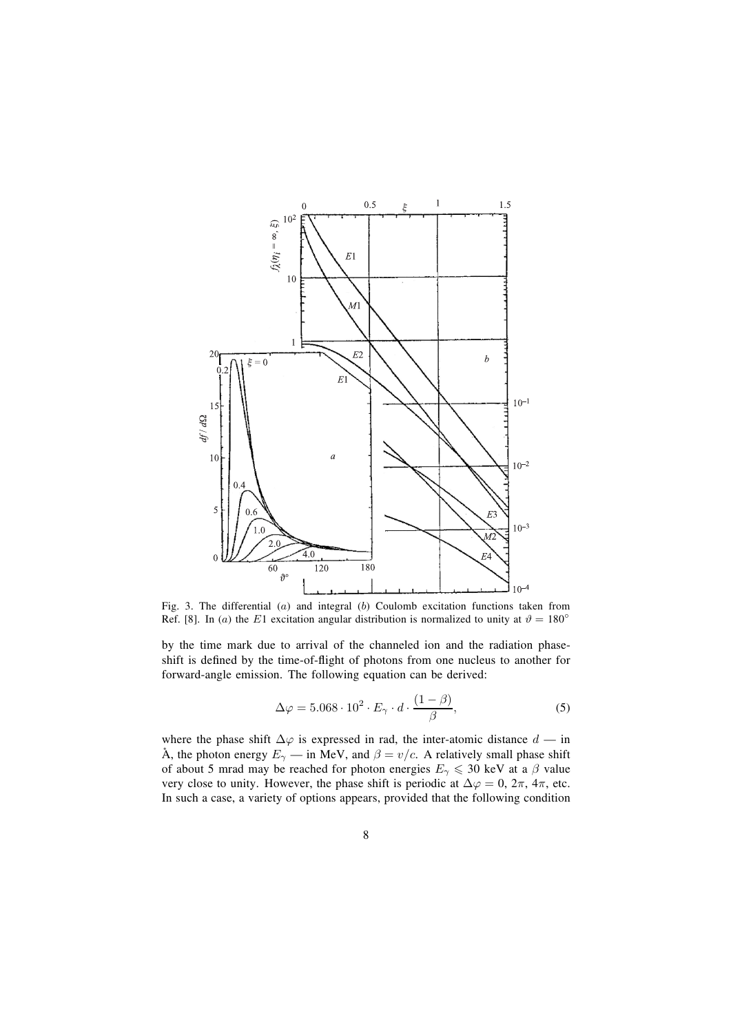Fig. 3. The differential ($a$) and integral ($b$) Coulomb excitation functions taken from Ref. [8]. In ($a$) the $E1$ excitation angular distribution is normalized to unity at $\vartheta = 180^\circ$

by the time mark due to arrival of the channeled ion and the radiation phase-shift is defined by the time-of-flight of photons from one nucleus to another for forward-angle emission. The following equation can be derived:

$$\Delta\varphi = 5.068 \cdot 10^2 \cdot E_\gamma \cdot d \cdot \frac{(1-\beta)}{\beta}, \tag{5}$$

where the phase shift $\Delta\varphi$ is expressed in rad, the inter-atomic distance $d$ — in Å, the photon energy $E_\gamma$ — in MeV, and $\beta = v/c$. A relatively small phase shift of about 5 mrad may be reached for photon energies $E_\gamma \leqslant 30$ keV at a $\beta$ value very close to unity. However, the phase shift is periodic at $\Delta\varphi = 0$, $2\pi$, $4\pi$, etc. In such a case, a variety of options appears, provided that the following condition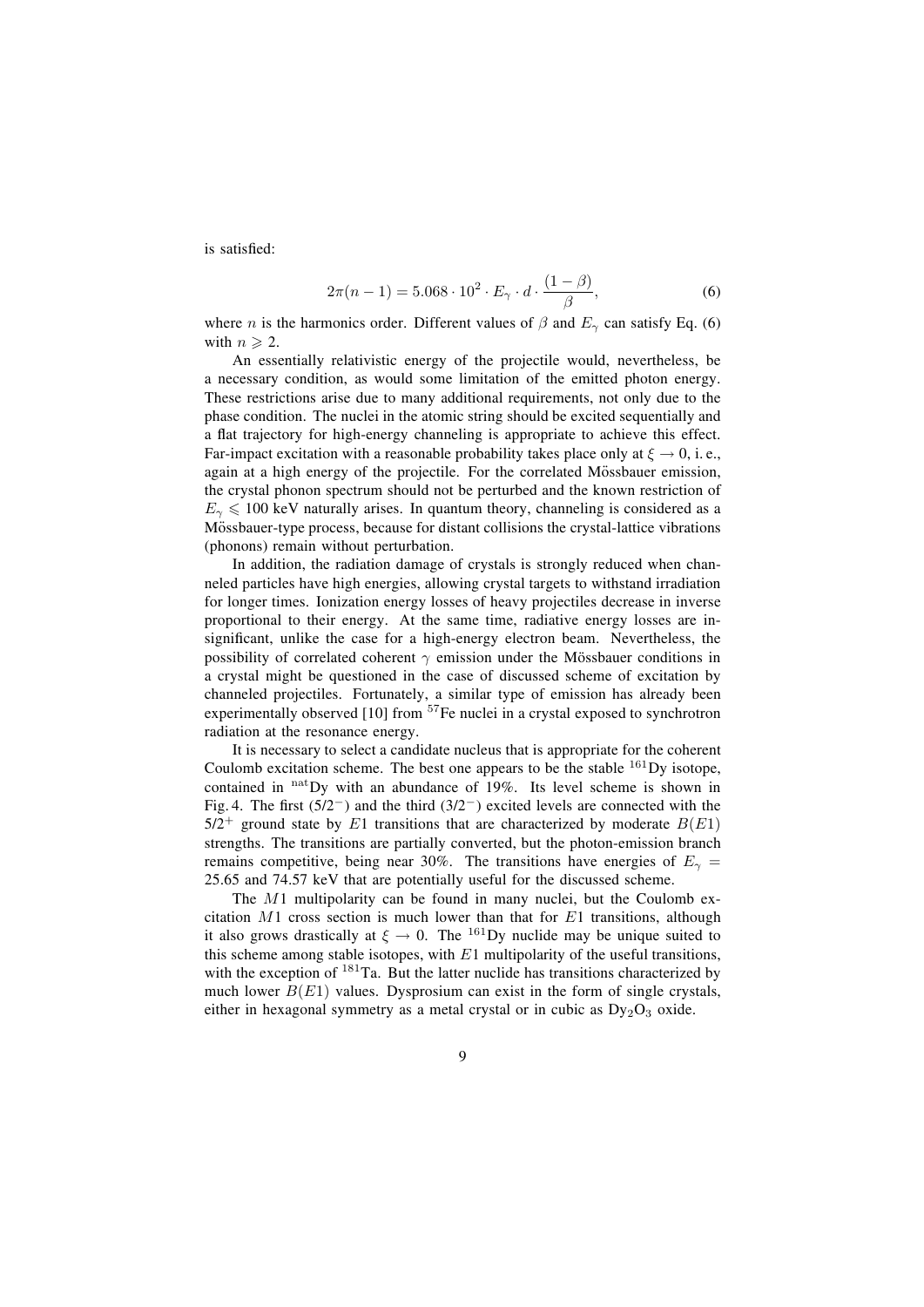is satisfied:

$$2\pi(n-1) = 5.068 \cdot 10^2 \cdot E_\gamma \cdot d \cdot \frac{(1-\beta)}{\beta}, \tag{6}$$

where $n$ is the harmonics order. Different values of $\beta$ and $E_\gamma$ can satisfy Eq. (6) with $n \geqslant 2$.

An essentially relativistic energy of the projectile would, nevertheless, be a necessary condition, as would some limitation of the emitted photon energy. These restrictions arise due to many additional requirements, not only due to the phase condition. The nuclei in the atomic string should be excited sequentially and a flat trajectory for high-energy channeling is appropriate to achieve this effect. Far-impact excitation with a reasonable probability takes place only at $\xi \to 0$, i. e., again at a high energy of the projectile. For the correlated Mössbauer emission, the crystal phonon spectrum should not be perturbed and the known restriction of $E_\gamma \leqslant 100$ keV naturally arises. In quantum theory, channeling is considered as a Mössbauer-type process, because for distant collisions the crystal-lattice vibrations (phonons) remain without perturbation.

In addition, the radiation damage of crystals is strongly reduced when channeled particles have high energies, allowing crystal targets to withstand irradiation for longer times. Ionization energy losses of heavy projectiles decrease in inverse proportional to their energy. At the same time, radiative energy losses are insignificant, unlike the case for a high-energy electron beam. Nevertheless, the possibility of correlated coherent $\gamma$ emission under the Mössbauer conditions in a crystal might be questioned in the case of discussed scheme of excitation by channeled projectiles. Fortunately, a similar type of emission has already been experimentally observed [10] from $^{57}$Fe nuclei in a crystal exposed to synchrotron radiation at the resonance energy.

It is necessary to select a candidate nucleus that is appropriate for the coherent Coulomb excitation scheme. The best one appears to be the stable $^{161}$Dy isotope, contained in $^{\mathrm{nat}}$Dy with an abundance of 19%. Its level scheme is shown in Fig. 4. The first ($5/2^-$) and the third ($3/2^-$) excited levels are connected with the $5/2^+$ ground state by $E1$ transitions that are characterized by moderate $B(E1)$ strengths. The transitions are partially converted, but the photon-emission branch remains competitive, being near 30%. The transitions have energies of $E_\gamma$ = 25.65 and 74.57 keV that are potentially useful for the discussed scheme.

The $M1$ multipolarity can be found in many nuclei, but the Coulomb excitation $M1$ cross section is much lower than that for $E1$ transitions, although it also grows drastically at $\xi \to 0$. The $^{161}$Dy nuclide may be unique suited to this scheme among stable isotopes, with $E1$ multipolarity of the useful transitions, with the exception of $^{181}$Ta. But the latter nuclide has transitions characterized by much lower $B(E1)$ values. Dysprosium can exist in the form of single crystals, either in hexagonal symmetry as a metal crystal or in cubic as $Dy_2O_3$ oxide.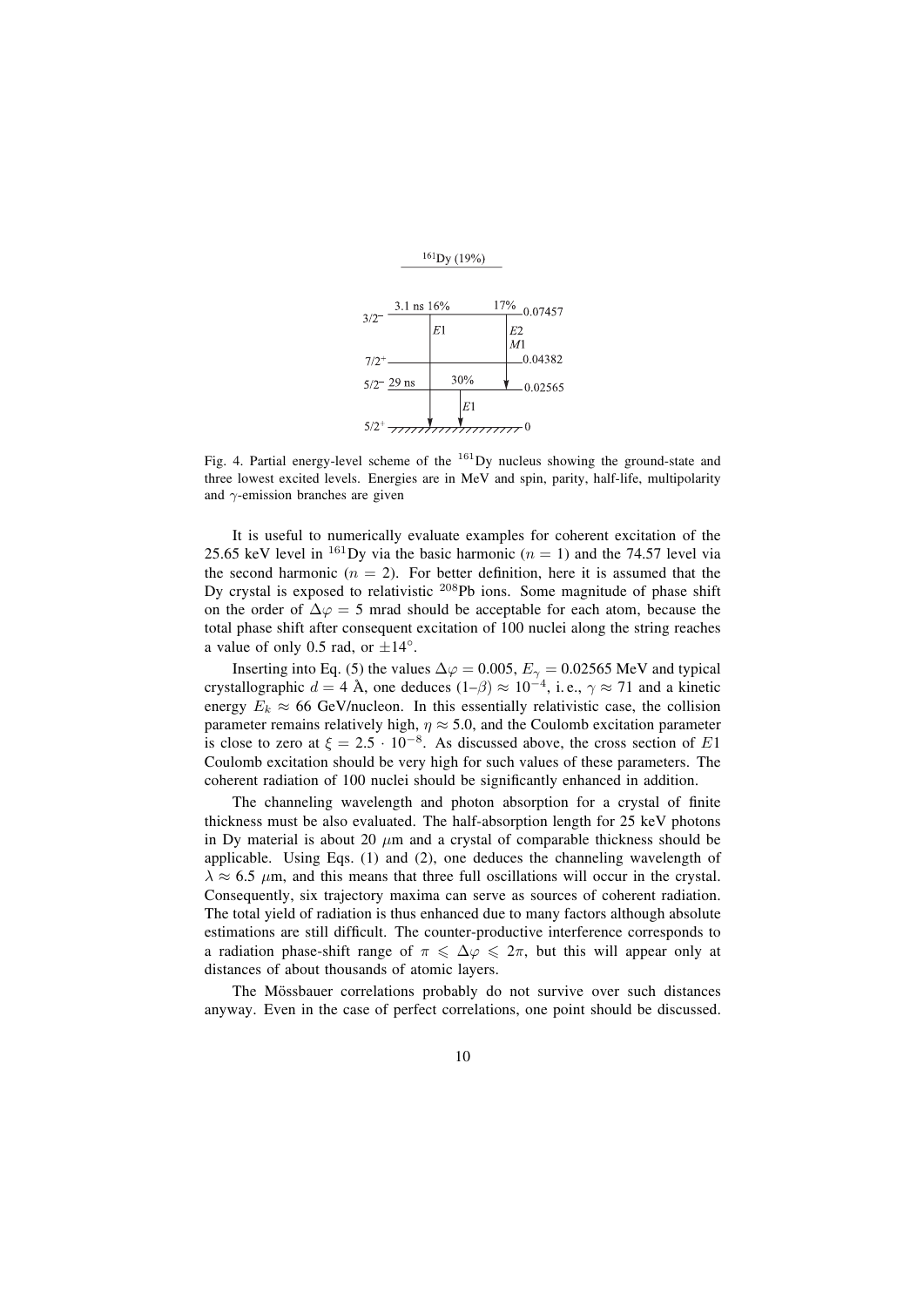$^{161}$Dy (19%)

| Spin/parity | Half-life / branch | Energy (MeV) |
|---|---|---|
| $3/2^-$ | 3.1 ns 16% ($E1$); 17% ($E2$, $M1$) | 0.07457 |
| $7/2^+$ | | 0.04382 |
| $5/2^-$ | 29 ns; 30% ($E1$) | 0.02565 |
| $5/2^+$ | | 0 |

Fig. 4. Partial energy-level scheme of the $^{161}$Dy nucleus showing the ground-state and three lowest excited levels. Energies are in MeV and spin, parity, half-life, multipolarity and $\gamma$-emission branches are given

It is useful to numerically evaluate examples for coherent excitation of the 25.65 keV level in $^{161}$Dy via the basic harmonic ($n = 1$) and the 74.57 level via the second harmonic ($n = 2$). For better definition, here it is assumed that the Dy crystal is exposed to relativistic $^{208}$Pb ions. Some magnitude of phase shift on the order of $\Delta\varphi = 5$ mrad should be acceptable for each atom, because the total phase shift after consequent excitation of 100 nuclei along the string reaches a value of only 0.5 rad, or $\pm 14^\circ$.

Inserting into Eq. (5) the values $\Delta\varphi = 0.005$, $E_\gamma = 0.02565$ MeV and typical crystallographic $d = 4$ Å, one deduces $(1\text{–}\beta) \approx 10^{-4}$, i.e., $\gamma \approx 71$ and a kinetic energy $E_k \approx 66$ GeV/nucleon. In this essentially relativistic case, the collision parameter remains relatively high, $\eta \approx 5.0$, and the Coulomb excitation parameter is close to zero at $\xi = 2.5 \cdot 10^{-8}$. As discussed above, the cross section of $E1$ Coulomb excitation should be very high for such values of these parameters. The coherent radiation of 100 nuclei should be significantly enhanced in addition.

The channeling wavelength and photon absorption for a crystal of finite thickness must be also evaluated. The half-absorption length for 25 keV photons in Dy material is about 20 $\mu$m and a crystal of comparable thickness should be applicable. Using Eqs. (1) and (2), one deduces the channeling wavelength of $\lambda \approx 6.5$ $\mu$m, and this means that three full oscillations will occur in the crystal. Consequently, six trajectory maxima can serve as sources of coherent radiation. The total yield of radiation is thus enhanced due to many factors although absolute estimations are still difficult. The counter-productive interference corresponds to a radiation phase-shift range of $\pi \leqslant \Delta\varphi \leqslant 2\pi$, but this will appear only at distances of about thousands of atomic layers.

The Mössbauer correlations probably do not survive over such distances anyway. Even in the case of perfect correlations, one point should be discussed.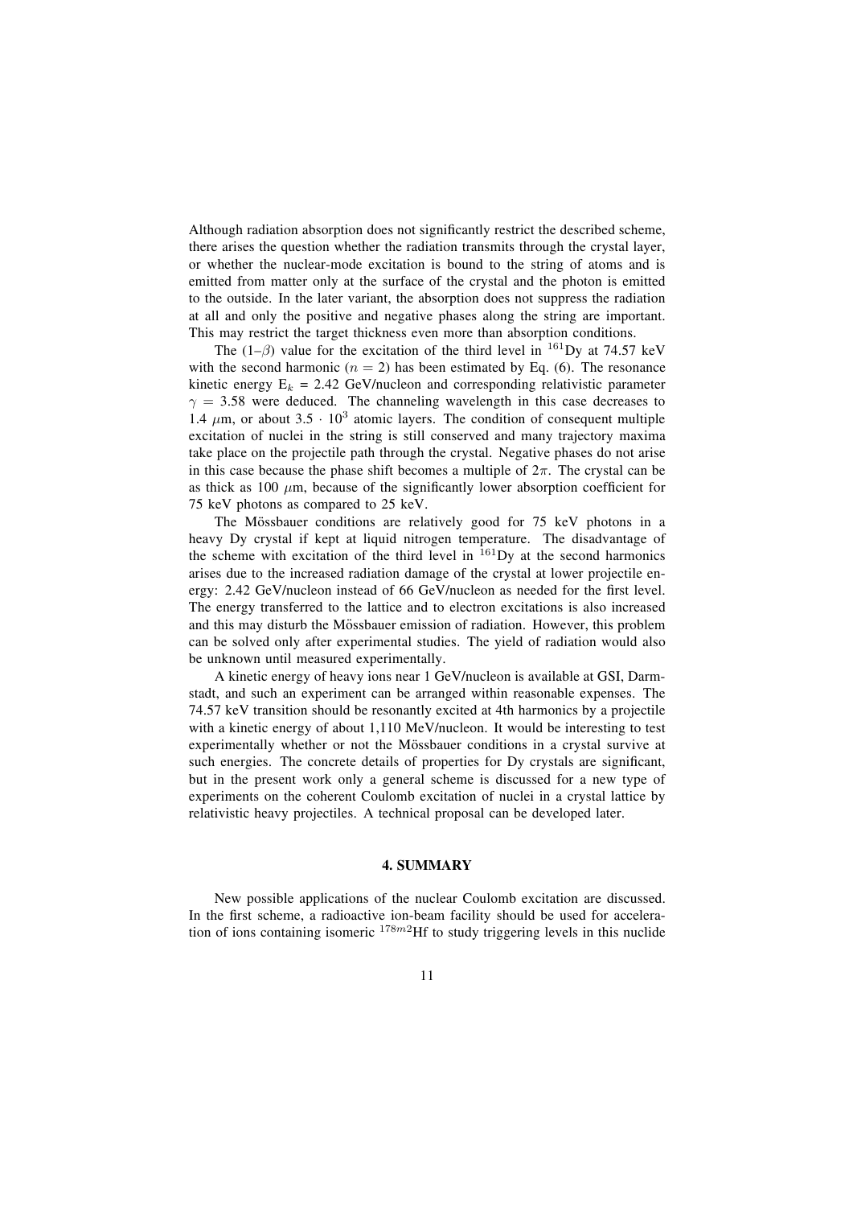Although radiation absorption does not significantly restrict the described scheme, there arises the question whether the radiation transmits through the crystal layer, or whether the nuclear-mode excitation is bound to the string of atoms and is emitted from matter only at the surface of the crystal and the photon is emitted to the outside. In the later variant, the absorption does not suppress the radiation at all and only the positive and negative phases along the string are important. This may restrict the target thickness even more than absorption conditions.

The (1–$\beta$) value for the excitation of the third level in $^{161}$Dy at 74.57 keV with the second harmonic ($n = 2$) has been estimated by Eq. (6). The resonance kinetic energy $E_k$ = 2.42 GeV/nucleon and corresponding relativistic parameter $\gamma$ = 3.58 were deduced. The channeling wavelength in this case decreases to 1.4 $\mu$m, or about $3.5 \cdot 10^3$ atomic layers. The condition of consequent multiple excitation of nuclei in the string is still conserved and many trajectory maxima take place on the projectile path through the crystal. Negative phases do not arise in this case because the phase shift becomes a multiple of $2\pi$. The crystal can be as thick as 100 $\mu$m, because of the significantly lower absorption coefficient for 75 keV photons as compared to 25 keV.

The Mössbauer conditions are relatively good for 75 keV photons in a heavy Dy crystal if kept at liquid nitrogen temperature. The disadvantage of the scheme with excitation of the third level in $^{161}$Dy at the second harmonics arises due to the increased radiation damage of the crystal at lower projectile energy: 2.42 GeV/nucleon instead of 66 GeV/nucleon as needed for the first level. The energy transferred to the lattice and to electron excitations is also increased and this may disturb the Mössbauer emission of radiation. However, this problem can be solved only after experimental studies. The yield of radiation would also be unknown until measured experimentally.

A kinetic energy of heavy ions near 1 GeV/nucleon is available at GSI, Darmstadt, and such an experiment can be arranged within reasonable expenses. The 74.57 keV transition should be resonantly excited at 4th harmonics by a projectile with a kinetic energy of about 1,110 MeV/nucleon. It would be interesting to test experimentally whether or not the Mössbauer conditions in a crystal survive at such energies. The concrete details of properties for Dy crystals are significant, but in the present work only a general scheme is discussed for a new type of experiments on the coherent Coulomb excitation of nuclei in a crystal lattice by relativistic heavy projectiles. A technical proposal can be developed later.

## 4. SUMMARY

New possible applications of the nuclear Coulomb excitation are discussed. In the first scheme, a radioactive ion-beam facility should be used for acceleration of ions containing isomeric $^{178m2}$Hf to study triggering levels in this nuclide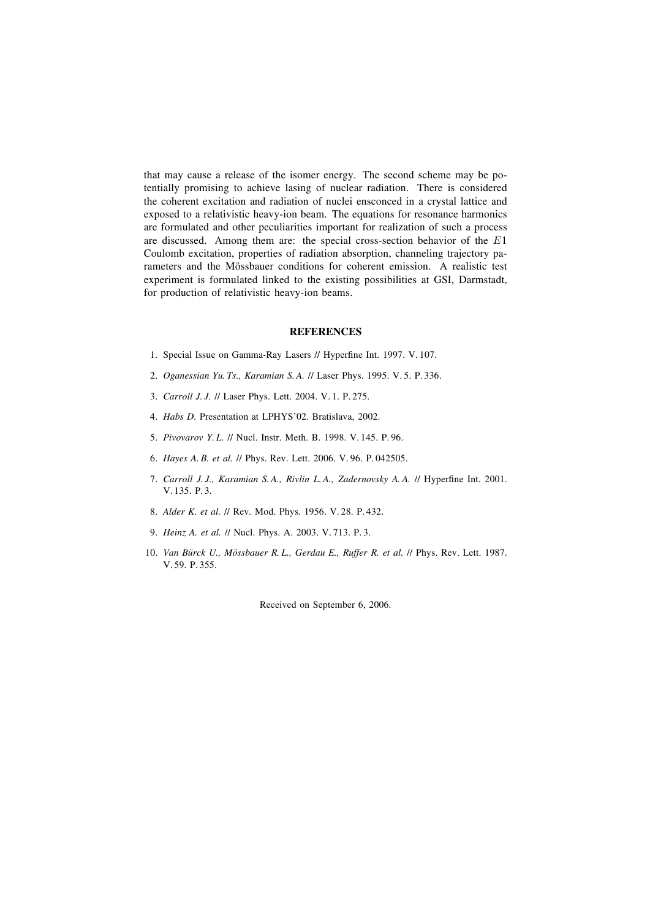that may cause a release of the isomer energy. The second scheme may be potentially promising to achieve lasing of nuclear radiation. There is considered the coherent excitation and radiation of nuclei ensconced in a crystal lattice and exposed to a relativistic heavy-ion beam. The equations for resonance harmonics are formulated and other peculiarities important for realization of such a process are discussed. Among them are: the special cross-section behavior of the $E1$ Coulomb excitation, properties of radiation absorption, channeling trajectory parameters and the Mössbauer conditions for coherent emission. A realistic test experiment is formulated linked to the existing possibilities at GSI, Darmstadt, for production of relativistic heavy-ion beams.

## REFERENCES

1. Special Issue on Gamma-Ray Lasers // Hyperfine Int. 1997. V. 107.
2. *Oganessian Yu. Ts., Karamian S. A.* // Laser Phys. 1995. V. 5. P. 336.
3. *Carroll J. J.* // Laser Phys. Lett. 2004. V. 1. P. 275.
4. *Habs D.* Presentation at LPHYS'02. Bratislava, 2002.
5. *Pivovarov Y. L.* // Nucl. Instr. Meth. B. 1998. V. 145. P. 96.
6. *Hayes A. B. et al.* // Phys. Rev. Lett. 2006. V. 96. P. 042505.
7. *Carroll J. J., Karamian S. A., Rivlin L. A., Zadernovsky A. A.* // Hyperfine Int. 2001. V. 135. P. 3.
8. *Alder K. et al.* // Rev. Mod. Phys. 1956. V. 28. P. 432.
9. *Heinz A. et al.* // Nucl. Phys. A. 2003. V. 713. P. 3.
10. *Van Bürck U., Mössbauer R. L., Gerdau E., Ruffer R. et al.* // Phys. Rev. Lett. 1987. V. 59. P. 355.

Received on September 6, 2006.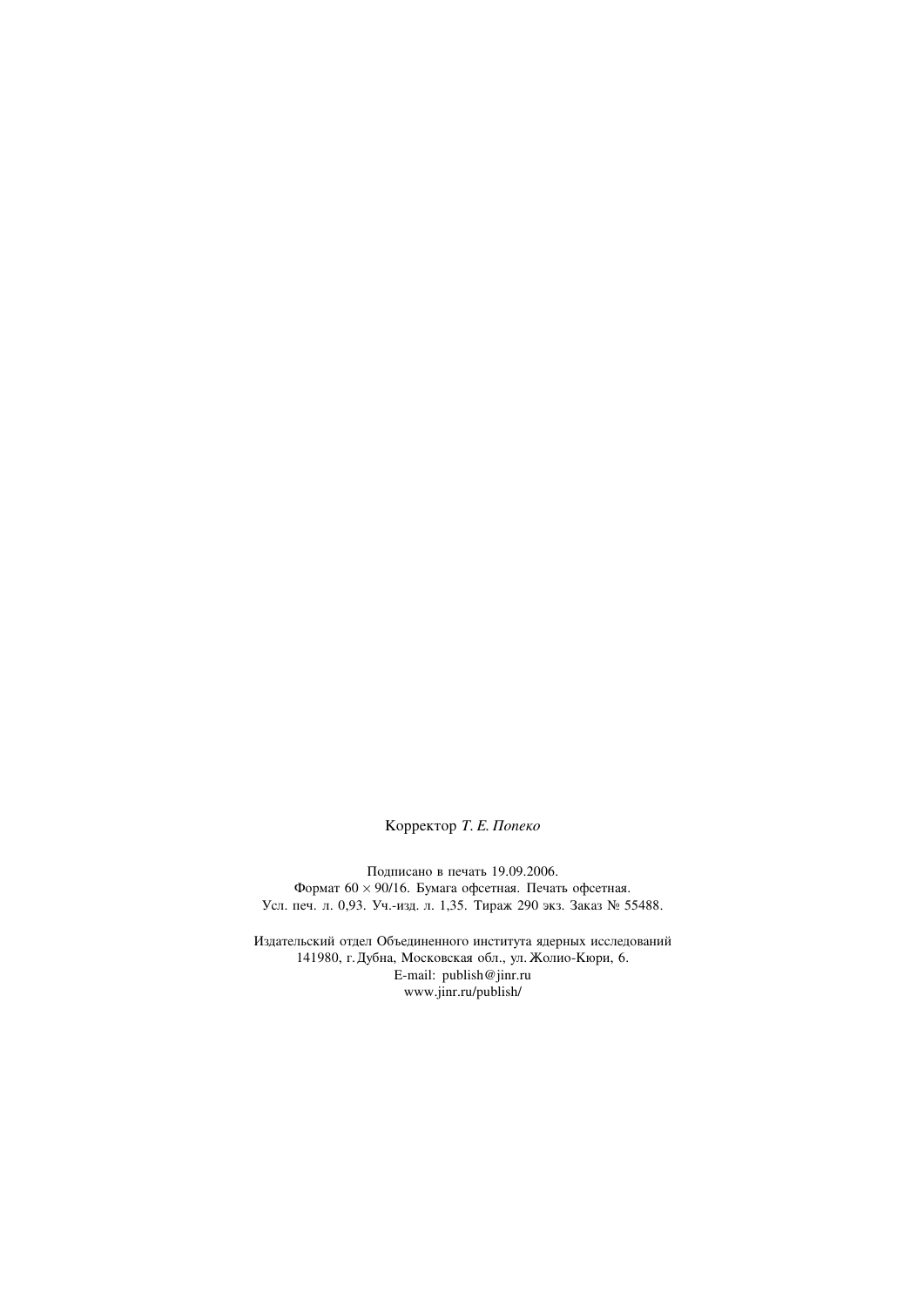Корректор *Т. Е. Попеко*

Подписано в печать 19.09.2006.
Формат $60 \times 90/16$. Бумага офсетная. Печать офсетная.
Усл. печ. л. 0,93. Уч.-изд. л. 1,35. Тираж 290 экз. Заказ № 55488.

Издательский отдел Объединенного института ядерных исследований
141980, г. Дубна, Московская обл., ул. Жолио-Кюри, 6.
E-mail: publish@jinr.ru
www.jinr.ru/publish/